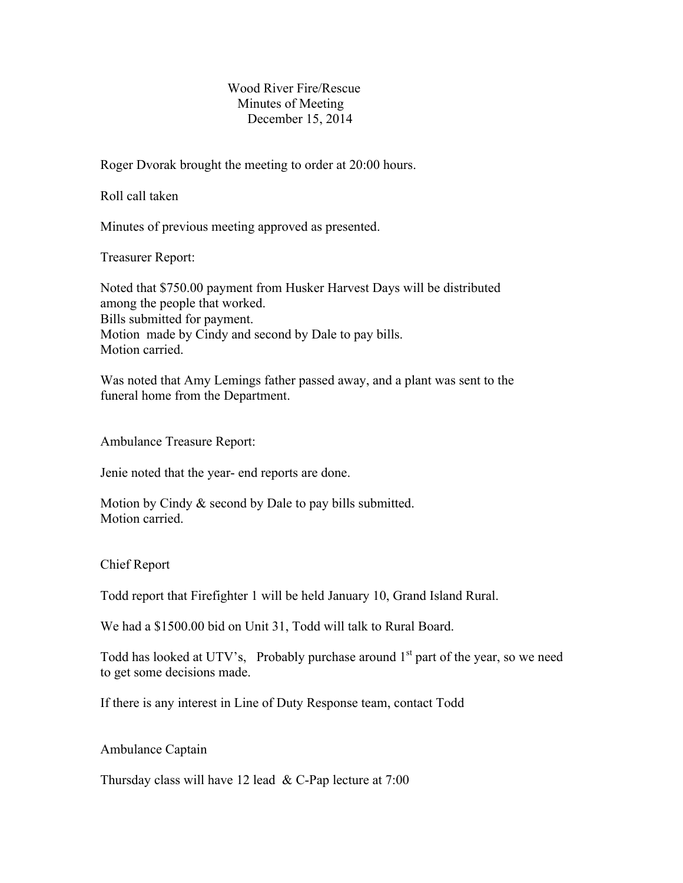Wood River Fire/Rescue
Minutes of Meeting
December 15, 2014

Roger Dvorak brought the meeting to order at 20:00 hours.

Roll call taken

Minutes of previous meeting approved as presented.

Treasurer Report:

Noted that $750.00 payment from Husker Harvest Days will be distributed among the people that worked.
Bills submitted for payment.
Motion made by Cindy and second by Dale to pay bills.
Motion carried.

Was noted that Amy Lemings father passed away, and a plant was sent to the funeral home from the Department.

Ambulance Treasure Report:

Jenie noted that the year- end reports are done.

Motion by Cindy & second by Dale to pay bills submitted.
Motion carried.

Chief Report

Todd report that Firefighter 1 will be held January 10, Grand Island Rural.

We had a $1500.00 bid on Unit 31, Todd will talk to Rural Board.

Todd has looked at UTV's, Probably purchase around 1st part of the year, so we need to get some decisions made.

If there is any interest in Line of Duty Response team, contact Todd

Ambulance Captain

Thursday class will have 12 lead & C-Pap lecture at 7:00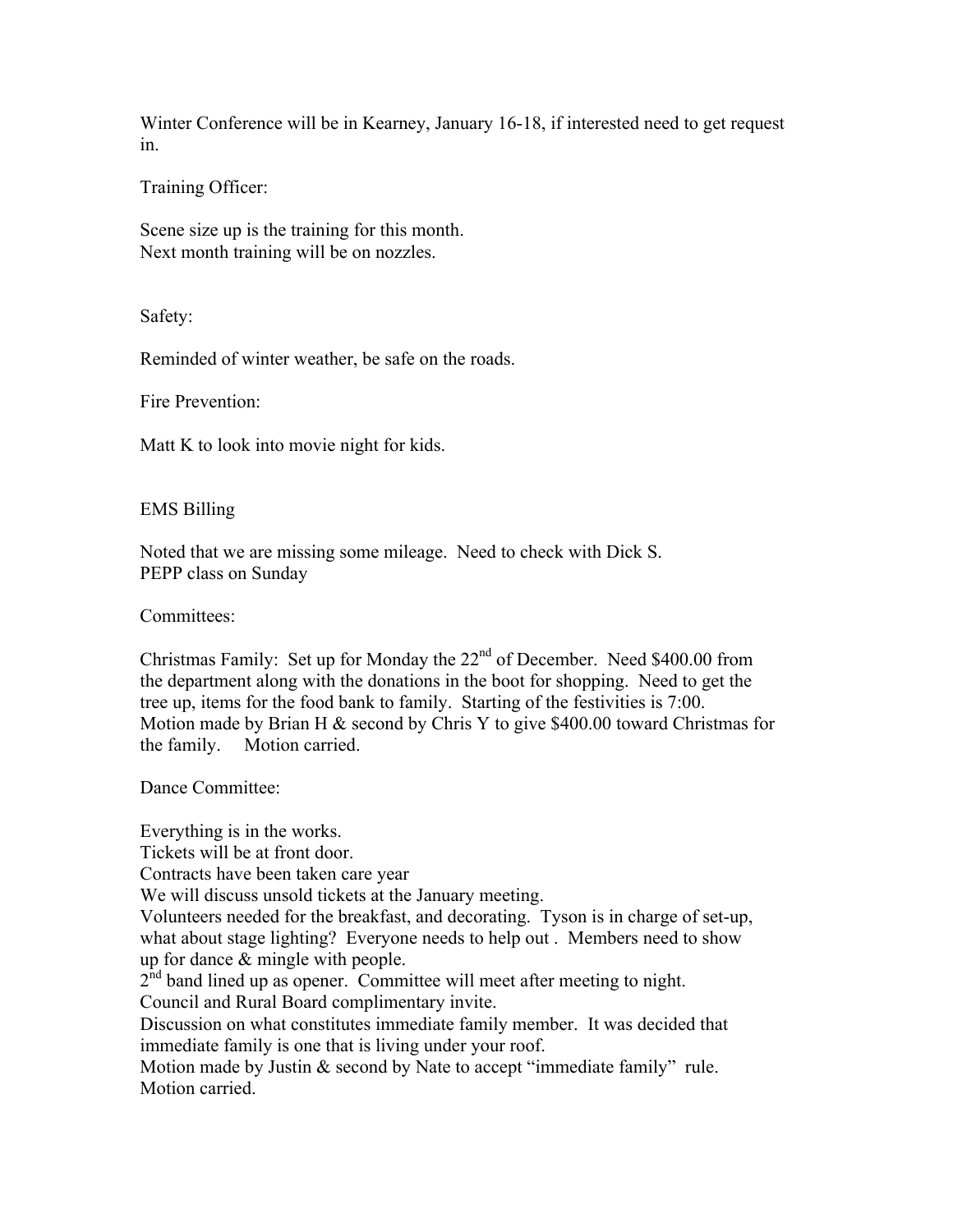Winter Conference will be in Kearney, January 16-18, if interested need to get request in.

Training Officer:

Scene size up is the training for this month.
Next month training will be on nozzles.

Safety:

Reminded of winter weather, be safe on the roads.

Fire Prevention:

Matt K to look into movie night for kids.

EMS Billing

Noted that we are missing some mileage. Need to check with Dick S.
PEPP class on Sunday

Committees:

Christmas Family: Set up for Monday the 22nd of December. Need $400.00 from the department along with the donations in the boot for shopping. Need to get the tree up, items for the food bank to family. Starting of the festivities is 7:00. Motion made by Brian H & second by Chris Y to give $400.00 toward Christmas for the family. Motion carried.

Dance Committee:

Everything is in the works.
Tickets will be at front door.
Contracts have been taken care year
We will discuss unsold tickets at the January meeting.
Volunteers needed for the breakfast, and decorating. Tyson is in charge of set-up, what about stage lighting? Everyone needs to help out . Members need to show up for dance & mingle with people.
2nd band lined up as opener. Committee will meet after meeting to night.
Council and Rural Board complimentary invite.
Discussion on what constitutes immediate family member. It was decided that immediate family is one that is living under your roof.
Motion made by Justin & second by Nate to accept "immediate family" rule. Motion carried.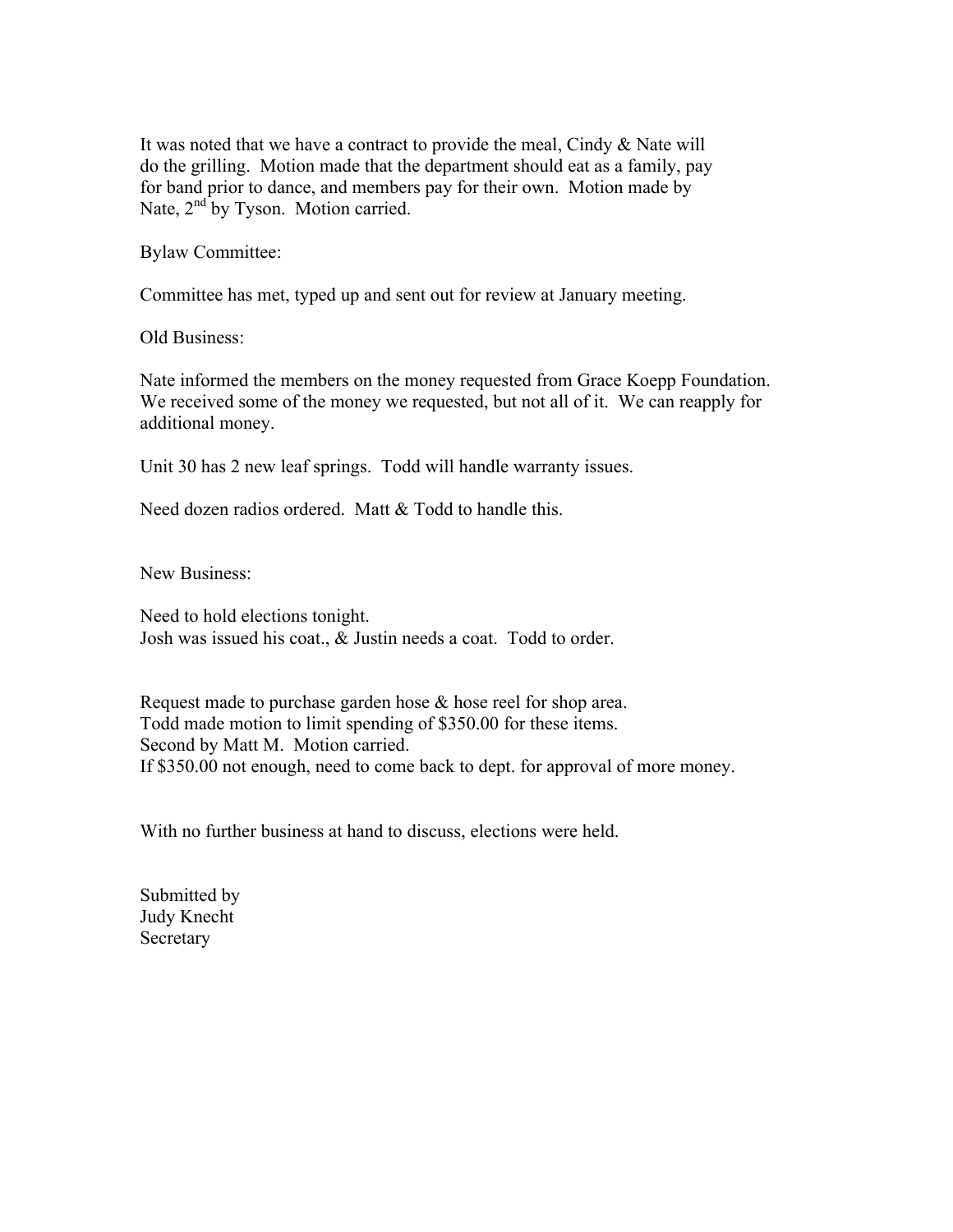It was noted that we have a contract to provide the meal, Cindy & Nate will do the grilling. Motion made that the department should eat as a family, pay for band prior to dance, and members pay for their own. Motion made by Nate, 2nd by Tyson. Motion carried.

Bylaw Committee:

Committee has met, typed up and sent out for review at January meeting.

Old Business:

Nate informed the members on the money requested from Grace Koepp Foundation. We received some of the money we requested, but not all of it. We can reapply for additional money.

Unit 30 has 2 new leaf springs. Todd will handle warranty issues.

Need dozen radios ordered. Matt & Todd to handle this.

New Business:

Need to hold elections tonight.
Josh was issued his coat., & Justin needs a coat. Todd to order.

Request made to purchase garden hose & hose reel for shop area.
Todd made motion to limit spending of $350.00 for these items.
Second by Matt M. Motion carried.
If $350.00 not enough, need to come back to dept. for approval of more money.

With no further business at hand to discuss, elections were held.

Submitted by
Judy Knecht
Secretary